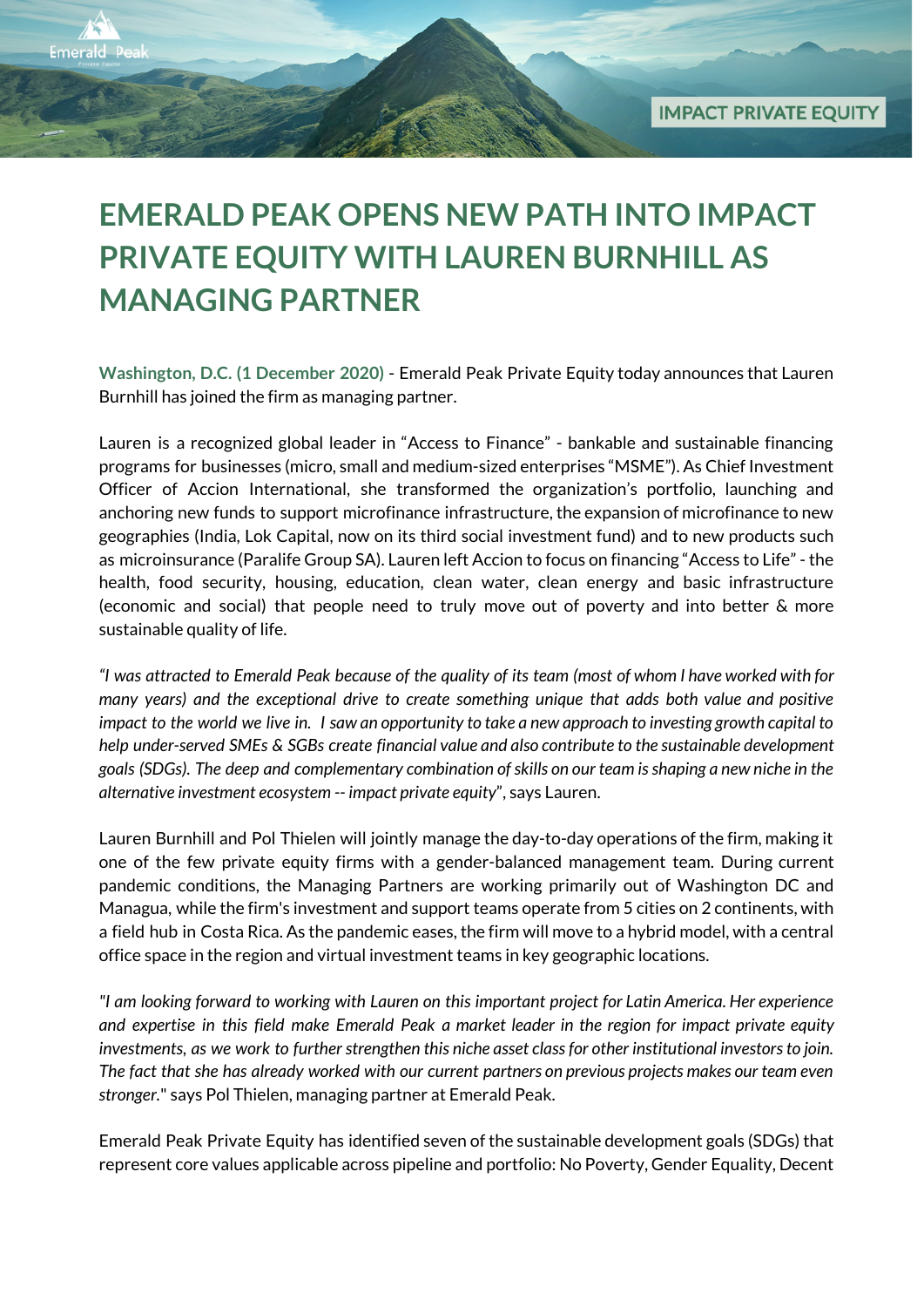IMPACT PRIVATE EQUITY

# EMERALD PEAK OPENS NEW PATH INTO IMPACT PRIVATE EQUITY WITH LAUREN BURNHILL AS MANAGING PARTNER

**Washington, D.C. (1 December 2020)** - Emerald Peak Private Equity today announces that Lauren Burnhill has joined the firm as managing partner.

Lauren is a recognized global leader in "Access to Finance" - bankable and sustainable financing programs for businesses (micro, small and medium-sized enterprises "MSME"). As Chief Investment Officer of Accion International, she transformed the organization's portfolio, launching and anchoring new funds to support microfinance infrastructure, the expansion of microfinance to new geographies (India, Lok Capital, now on its third social investment fund) and to new products such as microinsurance (Paralife Group SA). Lauren left Accion to focus on financing "Access to Life" - the health, food security, housing, education, clean water, clean energy and basic infrastructure (economic and social) that people need to truly move out of poverty and into better & more sustainable quality of life.

*"I was attracted to Emerald Peak because of the quality of its team (most of whom I have worked with for many years) and the exceptional drive to create something unique that adds both value and positive impact to the world we live in. I saw an opportunity to take a new approach to investing growth capital to help under-served SMEs & SGBs create financial value and also contribute to the sustainable development goals (SDGs). The deep and complementary combination of skills on our team is shaping a new niche in the alternative investment ecosystem -- impact private equity"*, says Lauren.

Lauren Burnhill and Pol Thielen will jointly manage the day-to-day operations of the firm, making it one of the few private equity firms with a gender-balanced management team. During current pandemic conditions, the Managing Partners are working primarily out of Washington DC and Managua, while the firm's investment and support teams operate from 5 cities on 2 continents, with a field hub in Costa Rica. As the pandemic eases, the firm will move to a hybrid model, with a central office space in the region and virtual investment teams in key geographic locations.

*"I am looking forward to working with Lauren on this important project for Latin America. Her experience and expertise in this field make Emerald Peak a market leader in the region for impact private equity investments, as we work to further strengthen this niche asset class for other institutional investors to join. The fact that she has already worked with our current partners on previous projects makes our team even stronger."* says Pol Thielen, managing partner at Emerald Peak.

Emerald Peak Private Equity has identified seven of the sustainable development goals (SDGs) that represent core values applicable across pipeline and portfolio: No Poverty, Gender Equality, Decent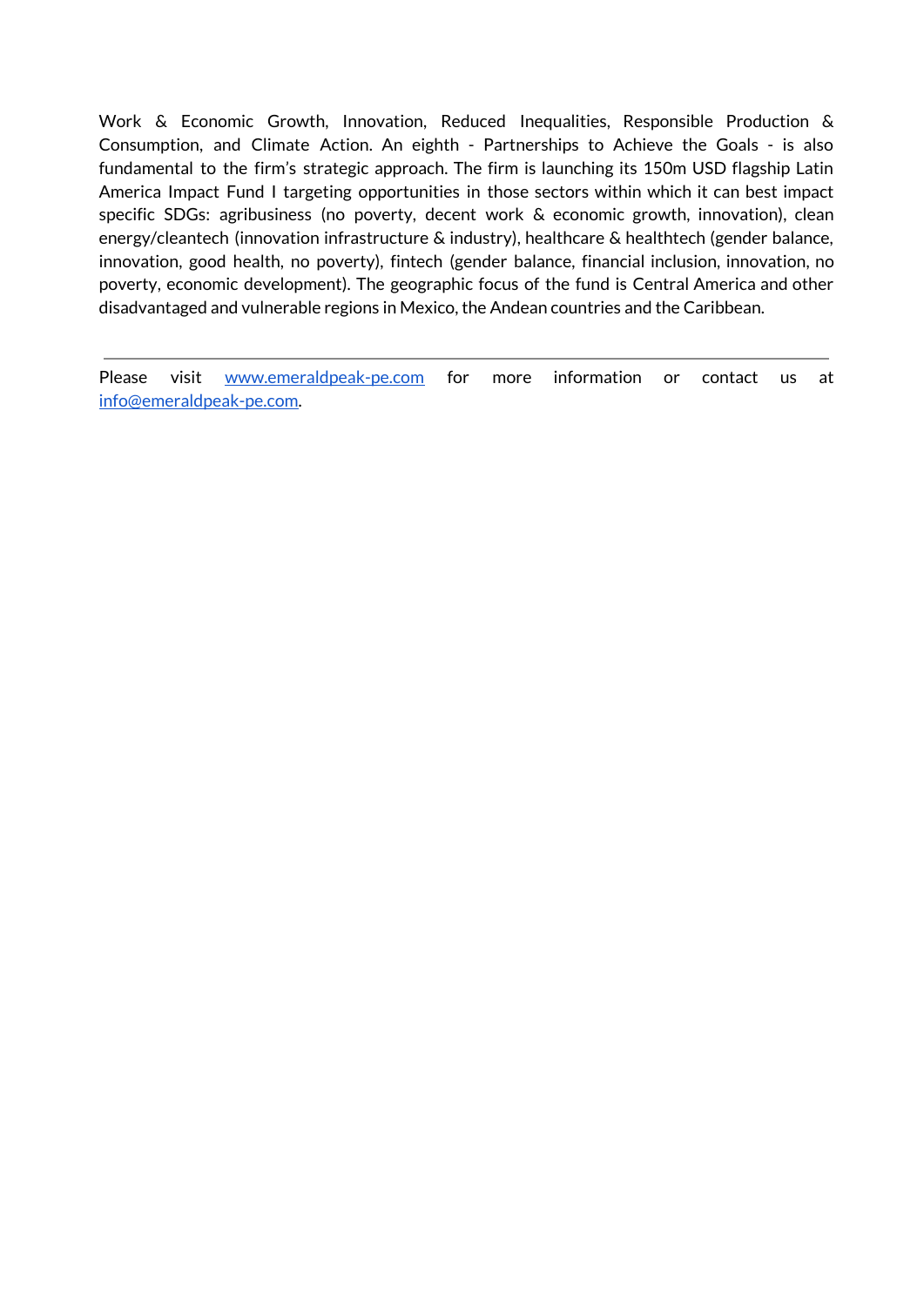Work & Economic Growth, Innovation, Reduced Inequalities, Responsible Production & Consumption, and Climate Action. An eighth - Partnerships to Achieve the Goals - is also fundamental to the firm's strategic approach. The firm is launching its 150m USD flagship Latin America Impact Fund I targeting opportunities in those sectors within which it can best impact specific SDGs: agribusiness (no poverty, decent work & economic growth, innovation), clean energy/cleantech (innovation infrastructure & industry), healthcare & healthtech (gender balance, innovation, good health, no poverty), fintech (gender balance, financial inclusion, innovation, no poverty, economic development). The geographic focus of the fund is Central America and other disadvantaged and vulnerable regions in Mexico, the Andean countries and the Caribbean.

---

Please visit www.emeraldpeak-pe.com for more information or contact us at info@emeraldpeak-pe.com.